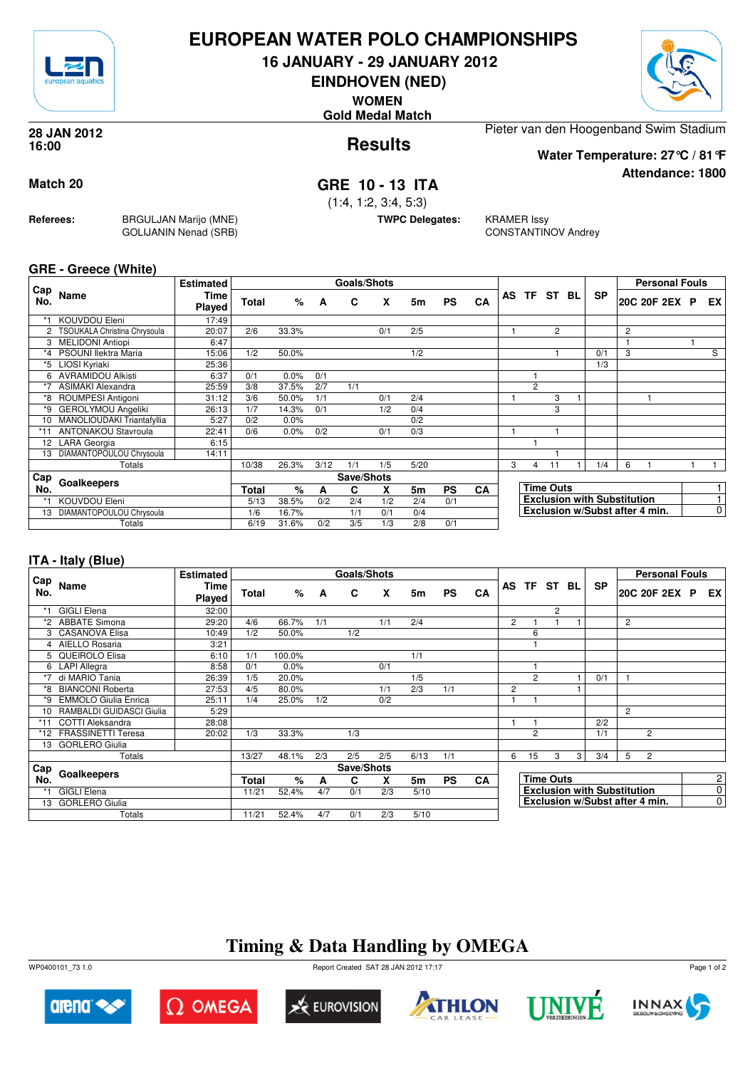# EUROPEAN WATER POLO CHAMPIONSHIPS

## 16 JANUARY - 29 JANUARY 2012

## EINDHOVEN (NED)

**WOMEN**

**Gold Medal Match**

**28 JAN 2012**
**16:00**

## Results

Pieter van den Hoogenband Swim Stadium

**Water Temperature: 27°C / 81°F**

**Attendance: 1800**

**Match 20**

## GRE 10 - 13 ITA

(1:4, 1:2, 3:4, 5:3)

**Referees:** BRGULJAN Marijo (MNE), GOLIJANIN Nenad (SRB)

**TWPC Delegates:** KRAMER Issy, CONSTANTINOV Andrey

### GRE - Greece (White)

| Cap No. | Name | Estimated Time Played | Total | % | A | C | X | 5m | PS | CA | AS | TF | ST | BL | SP | 20C | 20F | 2EX | P | EX |
|---|---|---|---|---|---|---|---|---|---|---|---|---|---|---|---|---|---|---|---|---|
| | | | Goals/Shots | | | | | | | | | | | | | Personal Fouls | | | | |
| *1 | KOUVDOU Eleni | 17:49 | | | | | | | | | | | | | | | | | | |
| 2 | TSOUKALA Christina Chrysoula | 20:07 | 2/6 | 33.3% | | | 0/1 | 2/5 | | | 1 | | 2 | | | 2 | | | | |
| 3 | MELIDONI Antiopi | 6:47 | | | | | | | | | | | | | | 1 | | | 1 | |
| *4 | PSOUNI Ilektra Maria | 15:06 | 1/2 | 50.0% | | | | 1/2 | | | | | 1 | | 0/1 | 3 | | | | S |
| *5 | LIOSI Kyriaki | 25:36 | | | | | | | | | | | | | 1/3 | | | | | |
| 6 | AVRAMIDOU Alkisti | 6:37 | 0/1 | 0.0% | 0/1 | | | | | | | 1 | | | | | | | | |
| *7 | ASIMAKI Alexandra | 25:59 | 3/8 | 37.5% | 2/7 | 1/1 | | | | | | 2 | | | | | | | | |
| *8 | ROUMPESI Antigoni | 31:12 | 3/6 | 50.0% | 1/1 | | 0/1 | 2/4 | | | 1 | | 3 | 1 | | | 1 | | | |
| *9 | GEROLYMOU Angeliki | 26:13 | 1/7 | 14.3% | 0/1 | | 1/2 | 0/4 | | | | | 3 | | | | | | | |
| 10 | MANOLIOUDAKI Triantafyllia | 5:27 | 0/2 | 0.0% | | | | 0/2 | | | | | | | | | | | | |
| *11 | ANTONAKOU Stavroula | 22:41 | 0/6 | 0.0% | 0/2 | | 0/1 | 0/3 | | | 1 | | 1 | | | | | | | |
| 12 | LARA Georgia | 6:15 | | | | | | | | | | 1 | | | | | | | | |
| 13 | DIAMANTOPOULOU Chrysoula | 14:11 | | | | | | | | | | | 1 | | | | | | | |
| | Totals | | 10/38 | 26.3% | 3/12 | 1/1 | 1/5 | 5/20 | | | 3 | 4 | 11 | 1 | 1/4 | 6 | 1 | | 1 | 1 |

| Cap No. | Goalkeepers | Total | % | A | C | X | 5m | PS | CA |
|---|---|---|---|---|---|---|---|---|---|
| | | Save/Shots | | | | | | | |
| *1 | KOUVDOU Eleni | 5/13 | 38.5% | 0/2 | 2/4 | 1/2 | 2/4 | 0/1 | |
| 13 | DIAMANTOPOULOU Chrysoula | 1/6 | 16.7% | | 1/1 | 0/1 | 0/4 | | |
| | Totals | 6/19 | 31.6% | 0/2 | 3/5 | 1/3 | 2/8 | 0/1 | |

| | |
|---|---|
| **Time Outs** | 1 |
| **Exclusion with Substitution** | 1 |
| **Exclusion w/Subst after 4 min.** | 0 |

### ITA - Italy (Blue)

| Cap No. | Name | Estimated Time Played | Total | % | A | C | X | 5m | PS | CA | AS | TF | ST | BL | SP | 20C | 20F | 2EX | P | EX |
|---|---|---|---|---|---|---|---|---|---|---|---|---|---|---|---|---|---|---|---|---|
| | | | Goals/Shots | | | | | | | | | | | | | Personal Fouls | | | | |
| *1 | GIGLI Elena | 32:00 | | | | | | | | | | | 2 | | | | | | | |
| *2 | ABBATE Simona | 29:20 | 4/6 | 66.7% | 1/1 | | 1/1 | 2/4 | | | 2 | 1 | 1 | 1 | | 2 | | | | |
| 3 | CASANOVA Elisa | 10:49 | 1/2 | 50.0% | | 1/2 | | | | | | 6 | | | | | | | | |
| 4 | AIELLO Rosaria | 3:21 | | | | | | | | | | 1 | | | | | | | | |
| 5 | QUEIROLO Elisa | 6:10 | 1/1 | 100.0% | | | | 1/1 | | | | | | | | | | | | |
| 6 | LAPI Allegra | 8:58 | 0/1 | 0.0% | | | 0/1 | | | | | 1 | | | | | | | | |
| *7 | di MARIO Tania | 26:39 | 1/5 | 20.0% | | | | 1/5 | | | | 2 | | 1 | 0/1 | 1 | | | | |
| *8 | BIANCONI Roberta | 27:53 | 4/5 | 80.0% | | | 1/1 | 2/3 | 1/1 | | 2 | | | 1 | | | | | | |
| *9 | EMMOLO Giulia Enrica | 25:11 | 1/4 | 25.0% | 1/2 | | 0/2 | | | | 1 | 1 | | | | | | | | |
| 10 | RAMBALDI GUIDASCI Giulia | 5:29 | | | | | | | | | | | | | | 2 | | | | |
| *11 | COTTI Aleksandra | 28:08 | | | | | | | | | 1 | 1 | | | 2/2 | | | | | |
| *12 | FRASSINETTI Teresa | 20:02 | 1/3 | 33.3% | | 1/3 | | | | | | 2 | | | 1/1 | | 2 | | | |
| 13 | GORLERO Giulia | | | | | | | | | | | | | | | | | | | |
| | Totals | | 13/27 | 48.1% | 2/3 | 2/5 | 2/5 | 6/13 | 1/1 | | 6 | 15 | 3 | 3 | 3/4 | 5 | 2 | | | |

| Cap No. | Goalkeepers | Total | % | A | C | X | 5m | PS | CA |
|---|---|---|---|---|---|---|---|---|---|
| | | Save/Shots | | | | | | | |
| *1 | GIGLI Elena | 11/21 | 52.4% | 4/7 | 0/1 | 2/3 | 5/10 | | |
| 13 | GORLERO Giulia | | | | | | | | |
| | Totals | 11/21 | 52.4% | 4/7 | 0/1 | 2/3 | 5/10 | | |

| | |
|---|---|
| **Time Outs** | 2 |
| **Exclusion with Substitution** | 0 |
| **Exclusion w/Subst after 4 min.** | 0 |

## Timing & Data Handling by OMEGA

WP0400101_73 1.0 — Report Created SAT 28 JAN 2012 17:17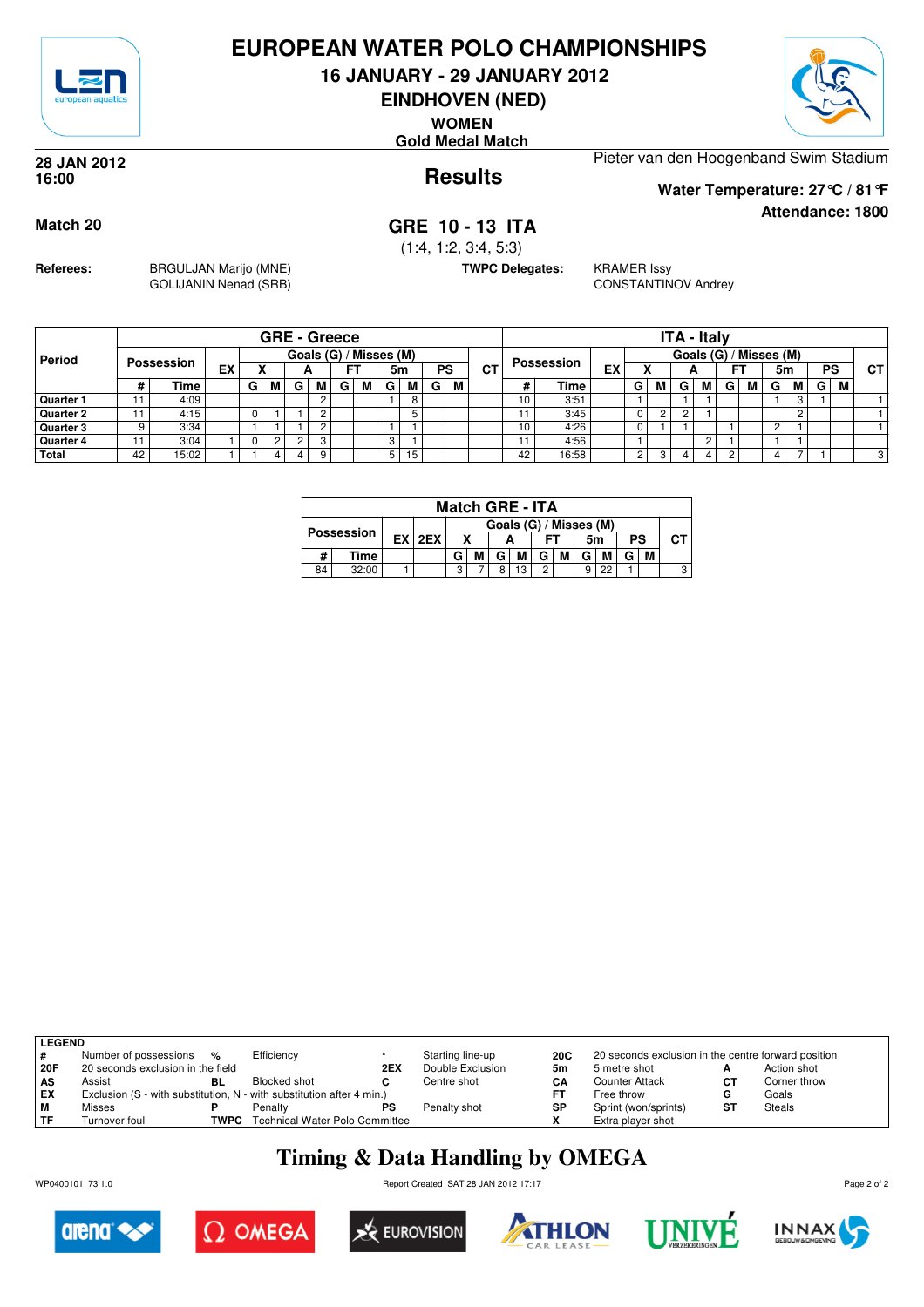# EUROPEAN WATER POLO CHAMPIONSHIPS

## 16 JANUARY - 29 JANUARY 2012

## EINDHOVEN (NED)

**WOMEN**

**Gold Medal Match**

**28 JAN 2012**
**16:00**

## Results

Pieter van den Hoogenband Swim Stadium

**Water Temperature: 27°C / 81°F**

**Attendance: 1800**

**Match 20**

## GRE 10 - 13 ITA

(1:4, 1:2, 3:4, 5:3)

**Referees:** BRGULJAN Marijo (MNE), GOLIJANIN Nenad (SRB)

**TWPC Delegates:** KRAMER Issy, CONSTANTINOV Andrey

| Period | GRE - Greece | | | | | | | | | | | | | | | | ITA - Italy | | | | | | | | | | | | | | | |
|---|---|---|---|---|---|---|---|---|---|---|---|---|---|---|---|---|---|---|---|---|---|---|---|---|---|---|---|---|---|---|---|---|
| | Possession | | EX | Goals (G) / Misses (M) | | | | | | | | | | | | CT | Possession | | EX | Goals (G) / Misses (M) | | | | | | | | | | | | CT |
| | | | | X | | A | | FT | | 5m | | PS | | | | | | | | X | | A | | FT | | 5m | | PS | | | | |
| | # | Time | | G | M | G | M | G | M | G | M | G | M | | | | # | Time | | G | M | G | M | G | M | G | M | G | M | | | |
| Quarter 1 | 11 | 4:09 | | | | | 2 | | | 1 | 8 | | | | | | 10 | 3:51 | | 1 | | 1 | 1 | | | 1 | 3 | 1 | | | | 1 |
| Quarter 2 | 11 | 4:15 | | 0 | 1 | 1 | 2 | | | | 5 | | | | | | 11 | 3:45 | | 0 | 2 | 2 | 1 | | | | 2 | | | | | 1 |
| Quarter 3 | 9 | 3:34 | | 1 | 1 | 1 | 2 | | | 1 | 1 | | | | | | 10 | 4:26 | | 0 | 1 | 1 | | 1 | | 2 | 1 | | | | | 1 |
| Quarter 4 | 11 | 3:04 | 1 | 0 | 2 | 2 | 3 | | | 3 | 1 | | | | | | 11 | 4:56 | | 1 | | | 2 | 1 | | 1 | 1 | | | | | |
| Total | 42 | 15:02 | 1 | 1 | 4 | 4 | 9 | | | 5 | 15 | | | | | | 42 | 16:58 | | 2 | 3 | 4 | 4 | 2 | | 4 | 7 | 1 | | | | 3 |

| Match GRE - ITA | | | | | | | | | | | | | | |
|---|---|---|---|---|---|---|---|---|---|---|---|---|---|---|
| Possession | | EX | 2EX | Goals (G) / Misses (M) | | | | | | | | | | CT |
| | | | | X | | A | | FT | | 5m | | PS | | |
| # | Time | | | G | M | G | M | G | M | G | M | G | M | |
| 84 | 32:00 | 1 | | 3 | 7 | 8 | 13 | 2 | | 9 | 22 | 1 | | 3 |

| LEGEND | | | | | | | | | |
|---|---|---|---|---|---|---|---|---|---|
| # | Number of possessions | % | Efficiency | * | Starting line-up | 20C | 20 seconds exclusion in the centre forward position | | |
| 20F | 20 seconds exclusion in the field | | | 2EX | Double Exclusion | 5m | 5 metre shot | A | Action shot |
| AS | Assist | BL | Blocked shot | C | Centre shot | CA | Counter Attack | CT | Corner throw |
| EX | Exclusion (S - with substitution, N - with substitution after 4 min.) | | | | | FT | Free throw | G | Goals |
| M | Misses | P | Penalty | PS | Penalty shot | SP | Sprint (won/sprints) | ST | Steals |
| TF | Turnover foul | TWPC | Technical Water Polo Committee | | | X | Extra player shot | | |

## Timing & Data Handling by OMEGA

WP0400101_73 1.0 Report Created SAT 28 JAN 2012 17:17